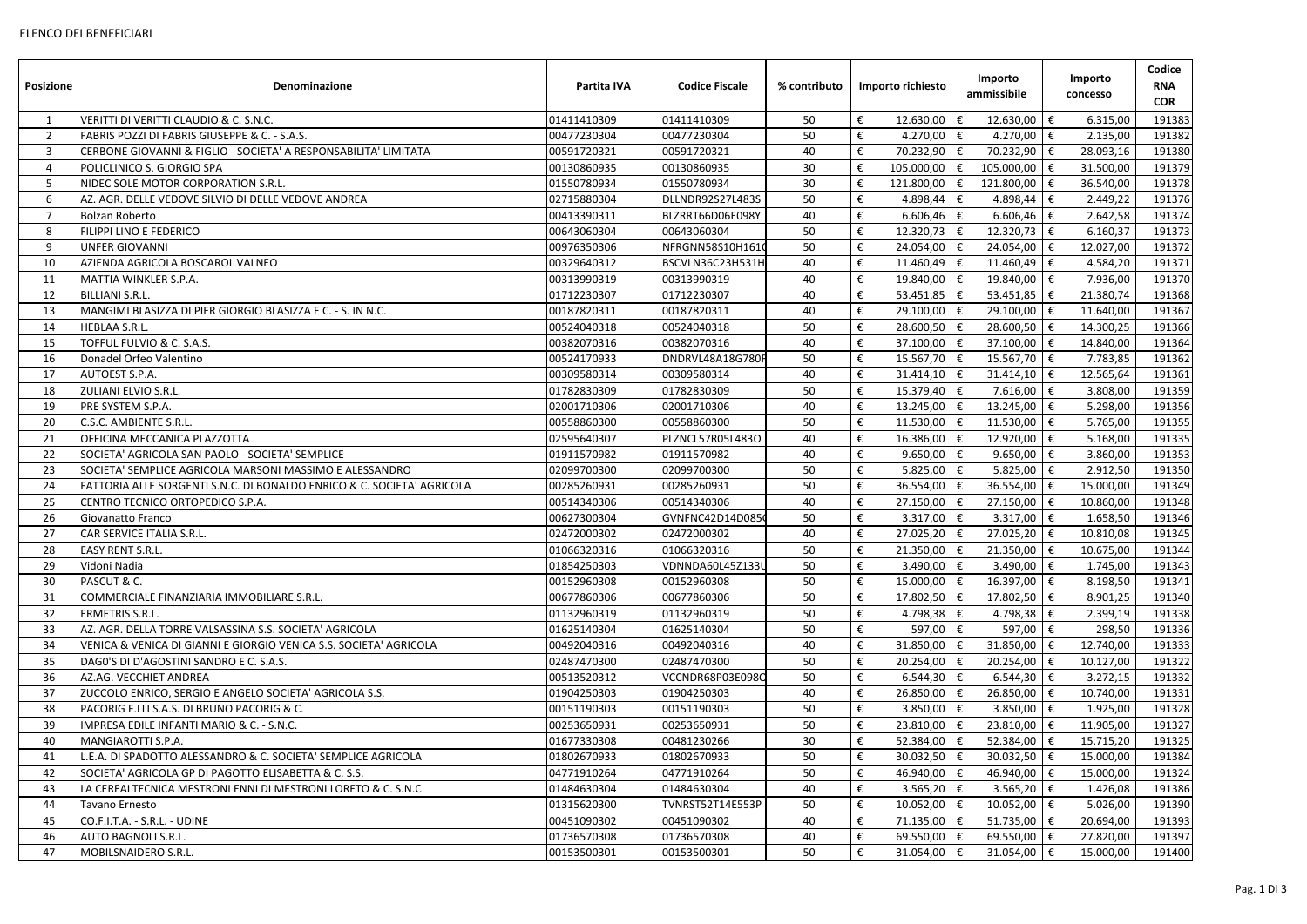ELENCO DEI BENEFICIARI

| Posizione | Denominazione | Partita IVA | Codice Fiscale | % contributo | Importo richiesto | Importo ammissibile | Importo concesso | Codice RNA COR |
|---|---|---|---|---|---|---|---|---|
| 1 | VERITTI DI VERITTI CLAUDIO & C. S.N.C. | 01411410309 | 01411410309 | 50 | € 12.630,00 | € 12.630,00 | € 6.315,00 | 191383 |
| 2 | FABRIS POZZI DI FABRIS GIUSEPPE & C. - S.A.S. | 00477230304 | 00477230304 | 50 | € 4.270,00 | € 4.270,00 | € 2.135,00 | 191382 |
| 3 | CERBONE GIOVANNI & FIGLIO - SOCIETA' A RESPONSABILITA' LIMITATA | 00591720321 | 00591720321 | 40 | € 70.232,90 | € 70.232,90 | € 28.093,16 | 191380 |
| 4 | POLICLINICO S. GIORGIO SPA | 00130860935 | 00130860935 | 30 | € 105.000,00 | € 105.000,00 | € 31.500,00 | 191379 |
| 5 | NIDEC SOLE MOTOR CORPORATION S.R.L. | 01550780934 | 01550780934 | 30 | € 121.800,00 | € 121.800,00 | € 36.540,00 | 191378 |
| 6 | AZ. AGR. DELLE VEDOVE SILVIO DI DELLE VEDOVE ANDREA | 02715880304 | DLLNDR92S27L483S | 50 | € 4.898,44 | € 4.898,44 | € 2.449,22 | 191376 |
| 7 | Bolzan Roberto | 00413390311 | BLZRRT66D06E098Y | 40 | € 6.606,46 | € 6.606,46 | € 2.642,58 | 191374 |
| 8 | FILIPPI LINO E FEDERICO | 00643060304 | 00643060304 | 50 | € 12.320,73 | € 12.320,73 | € 6.160,37 | 191373 |
| 9 | UNFER GIOVANNI | 00976350306 | NFRGNN58S10H161( | 50 | € 24.054,00 | € 24.054,00 | € 12.027,00 | 191372 |
| 10 | AZIENDA AGRICOLA BOSCAROL VALNEO | 00329640312 | BSCVLN36C23H531H | 40 | € 11.460,49 | € 11.460,49 | € 4.584,20 | 191371 |
| 11 | MATTIA WINKLER S.P.A. | 00313990319 | 00313990319 | 40 | € 19.840,00 | € 19.840,00 | € 7.936,00 | 191370 |
| 12 | BILLIANI S.R.L. | 01712230307 | 01712230307 | 40 | € 53.451,85 | € 53.451,85 | € 21.380,74 | 191368 |
| 13 | MANGIMI BLASIZZA DI PIER GIORGIO BLASIZZA E C. - S. IN N.C. | 00187820311 | 00187820311 | 40 | € 29.100,00 | € 29.100,00 | € 11.640,00 | 191367 |
| 14 | HEBLAA S.R.L. | 00524040318 | 00524040318 | 50 | € 28.600,50 | € 28.600,50 | € 14.300,25 | 191366 |
| 15 | TOFFUL FULVIO & C. S.A.S. | 00382070316 | 00382070316 | 40 | € 37.100,00 | € 37.100,00 | € 14.840,00 | 191364 |
| 16 | Donadel Orfeo Valentino | 00524170933 | DNDRVL48A18G780F | 50 | € 15.567,70 | € 15.567,70 | € 7.783,85 | 191362 |
| 17 | AUTOEST S.P.A. | 00309580314 | 00309580314 | 40 | € 31.414,10 | € 31.414,10 | € 12.565,64 | 191361 |
| 18 | ZULIANI ELVIO S.R.L. | 01782830309 | 01782830309 | 50 | € 15.379,40 | € 7.616,00 | € 3.808,00 | 191359 |
| 19 | PRE SYSTEM S.P.A. | 02001710306 | 02001710306 | 40 | € 13.245,00 | € 13.245,00 | € 5.298,00 | 191356 |
| 20 | C.S.C. AMBIENTE S.R.L. | 00558860300 | 00558860300 | 50 | € 11.530,00 | € 11.530,00 | € 5.765,00 | 191355 |
| 21 | OFFICINA MECCANICA PLAZZOTTA | 02595640307 | PLZNCL57R05L483O | 40 | € 16.386,00 | € 12.920,00 | € 5.168,00 | 191335 |
| 22 | SOCIETA' AGRICOLA SAN PAOLO - SOCIETA' SEMPLICE | 01911570982 | 01911570982 | 40 | € 9.650,00 | € 9.650,00 | € 3.860,00 | 191353 |
| 23 | SOCIETA' SEMPLICE AGRICOLA MARSONI MASSIMO E ALESSANDRO | 02099700300 | 02099700300 | 50 | € 5.825,00 | € 5.825,00 | € 2.912,50 | 191350 |
| 24 | FATTORIA ALLE SORGENTI S.N.C. DI BONALDO ENRICO & C. SOCIETA' AGRICOLA | 00285260931 | 00285260931 | 50 | € 36.554,00 | € 36.554,00 | € 15.000,00 | 191349 |
| 25 | CENTRO TECNICO ORTOPEDICO S.P.A. | 00514340306 | 00514340306 | 40 | € 27.150,00 | € 27.150,00 | € 10.860,00 | 191348 |
| 26 | Giovanatto Franco | 00627300304 | GVNFNC42D14D085( | 50 | € 3.317,00 | € 3.317,00 | € 1.658,50 | 191346 |
| 27 | CAR SERVICE ITALIA S.R.L. | 02472000302 | 02472000302 | 40 | € 27.025,20 | € 27.025,20 | € 10.810,08 | 191345 |
| 28 | EASY RENT S.R.L. | 01066320316 | 01066320316 | 50 | € 21.350,00 | € 21.350,00 | € 10.675,00 | 191344 |
| 29 | Vidoni Nadia | 01854250303 | VDNNDA60L45Z133U | 50 | € 3.490,00 | € 3.490,00 | € 1.745,00 | 191343 |
| 30 | PASCUT & C. | 00152960308 | 00152960308 | 50 | € 15.000,00 | € 16.397,00 | € 8.198,50 | 191341 |
| 31 | COMMERCIALE FINANZIARIA IMMOBILIARE S.R.L. | 00677860306 | 00677860306 | 50 | € 17.802,50 | € 17.802,50 | € 8.901,25 | 191340 |
| 32 | ERMETRIS S.R.L. | 01132960319 | 01132960319 | 50 | € 4.798,38 | € 4.798,38 | € 2.399,19 | 191338 |
| 33 | AZ. AGR. DELLA TORRE VALSASSINA S.S. SOCIETA' AGRICOLA | 01625140304 | 01625140304 | 50 | € 597,00 | € 597,00 | € 298,50 | 191336 |
| 34 | VENICA & VENICA DI GIANNI E GIORGIO VENICA S.S. SOCIETA' AGRICOLA | 00492040316 | 00492040316 | 40 | € 31.850,00 | € 31.850,00 | € 12.740,00 | 191333 |
| 35 | DAG0'S DI D'AGOSTINI SANDRO E C. S.A.S. | 02487470300 | 02487470300 | 50 | € 20.254,00 | € 20.254,00 | € 10.127,00 | 191322 |
| 36 | AZ.AG. VECCHIET ANDREA | 00513520312 | VCCNDR68P03E098O | 50 | € 6.544,30 | € 6.544,30 | € 3.272,15 | 191332 |
| 37 | ZUCCOLO ENRICO, SERGIO E ANGELO SOCIETA' AGRICOLA S.S. | 01904250303 | 01904250303 | 40 | € 26.850,00 | € 26.850,00 | € 10.740,00 | 191331 |
| 38 | PACORIG F.LLI S.A.S. DI BRUNO PACORIG & C. | 00151190303 | 00151190303 | 50 | € 3.850,00 | € 3.850,00 | € 1.925,00 | 191328 |
| 39 | IMPRESA EDILE INFANTI MARIO & C. - S.N.C. | 00253650931 | 00253650931 | 50 | € 23.810,00 | € 23.810,00 | € 11.905,00 | 191327 |
| 40 | MANGIAROTTI S.P.A. | 01677330308 | 00481230266 | 30 | € 52.384,00 | € 52.384,00 | € 15.715,20 | 191325 |
| 41 | L.E.A. DI SPADOTTO ALESSANDRO & C. SOCIETA' SEMPLICE AGRICOLA | 01802670933 | 01802670933 | 50 | € 30.032,50 | € 30.032,50 | € 15.000,00 | 191384 |
| 42 | SOCIETA' AGRICOLA GP DI PAGOTTO ELISABETTA & C. S.S. | 04771910264 | 04771910264 | 50 | € 46.940,00 | € 46.940,00 | € 15.000,00 | 191324 |
| 43 | LA CEREALTECNICA MESTRONI ENNI DI MESTRONI LORETO & C. S.N.C | 01484630304 | 01484630304 | 40 | € 3.565,20 | € 3.565,20 | € 1.426,08 | 191386 |
| 44 | Tavano Ernesto | 01315620300 | TVNRST52T14E553P | 50 | € 10.052,00 | € 10.052,00 | € 5.026,00 | 191390 |
| 45 | CO.F.I.T.A. - S.R.L. - UDINE | 00451090302 | 00451090302 | 40 | € 71.135,00 | € 51.735,00 | € 20.694,00 | 191393 |
| 46 | AUTO BAGNOLI S.R.L. | 01736570308 | 01736570308 | 40 | € 69.550,00 | € 69.550,00 | € 27.820,00 | 191397 |
| 47 | MOBILSNAIDERO S.R.L. | 00153500301 | 00153500301 | 50 | € 31.054,00 | € 31.054,00 | € 15.000,00 | 191400 |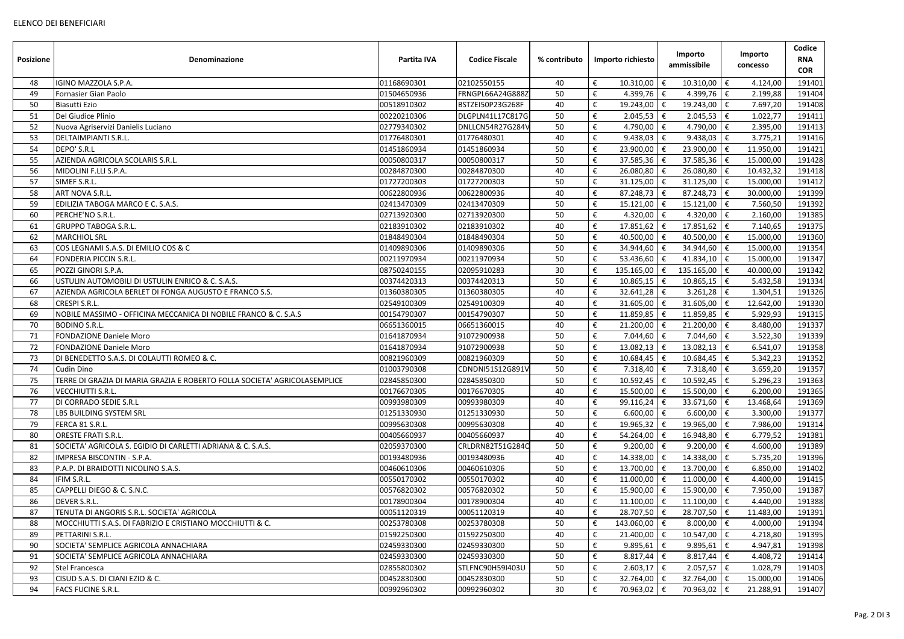ELENCO DEI BENEFICIARI

| Posizione | Denominazione | Partita IVA | Codice Fiscale | % contributo | Importo richiesto | Importo ammissibile | Importo concesso | Codice RNA COR |
|---|---|---|---|---|---|---|---|---|
| 48 | IGINO MAZZOLA S.P.A. | 01168690301 | 02102550155 | 40 | € 10.310,00 | € 10.310,00 | € 4.124,00 | 191401 |
| 49 | Fornasier Gian Paolo | 01504650936 | FRNGPL66A24G888Z | 50 | € 4.399,76 | € 4.399,76 | € 2.199,88 | 191404 |
| 50 | Biasutti Ezio | 00518910302 | BSTZEI50P23G268F | 40 | € 19.243,00 | € 19.243,00 | € 7.697,20 | 191408 |
| 51 | Del Giudice Plinio | 00220210306 | DLGPLN41L17C817G | 50 | € 2.045,53 | € 2.045,53 | € 1.022,77 | 191411 |
| 52 | Nuova Agriservizi Danielis Luciano | 02779340302 | DNLLCN54R27G284V | 50 | € 4.790,00 | € 4.790,00 | € 2.395,00 | 191413 |
| 53 | DELTAIMPIANTI S.R.L. | 01776480301 | 01776480301 | 40 | € 9.438,03 | € 9.438,03 | € 3.775,21 | 191416 |
| 54 | DEPO' S.R.L | 01451860934 | 01451860934 | 50 | € 23.900,00 | € 23.900,00 | € 11.950,00 | 191421 |
| 55 | AZIENDA AGRICOLA SCOLARIS S.R.L. | 00050800317 | 00050800317 | 50 | € 37.585,36 | € 37.585,36 | € 15.000,00 | 191428 |
| 56 | MIDOLINI F.LLI S.P.A. | 00284870300 | 00284870300 | 40 | € 26.080,80 | € 26.080,80 | € 10.432,32 | 191418 |
| 57 | SIMEF S.R.L. | 01727200303 | 01727200303 | 50 | € 31.125,00 | € 31.125,00 | € 15.000,00 | 191412 |
| 58 | ART NOVA S.R.L. | 00622800936 | 00622800936 | 40 | € 87.248,73 | € 87.248,73 | € 30.000,00 | 191399 |
| 59 | EDILIZIA TABOGA MARCO E C. S.A.S. | 02413470309 | 02413470309 | 50 | € 15.121,00 | € 15.121,00 | € 7.560,50 | 191392 |
| 60 | PERCHE'NO S.R.L. | 02713920300 | 02713920300 | 50 | € 4.320,00 | € 4.320,00 | € 2.160,00 | 191385 |
| 61 | GRUPPO TABOGA S.R.L. | 02183910302 | 02183910302 | 40 | € 17.851,62 | € 17.851,62 | € 7.140,65 | 191375 |
| 62 | MARCHIOL SRL | 01848490304 | 01848490304 | 50 | € 40.500,00 | € 40.500,00 | € 15.000,00 | 191360 |
| 63 | COS LEGNAMI S.A.S. DI EMILIO COS & C | 01409890306 | 01409890306 | 50 | € 34.944,60 | € 34.944,60 | € 15.000,00 | 191354 |
| 64 | FONDERIA PICCIN S.R.L. | 00211970934 | 00211970934 | 50 | € 53.436,60 | € 41.834,10 | € 15.000,00 | 191347 |
| 65 | POZZI GINORI S.P.A. | 08750240155 | 02095910283 | 30 | € 135.165,00 | € 135.165,00 | € 40.000,00 | 191342 |
| 66 | USTULIN AUTOMOBILI DI USTULIN ENRICO & C. S.A.S. | 00374420313 | 00374420313 | 50 | € 10.865,15 | € 10.865,15 | € 5.432,58 | 191334 |
| 67 | AZIENDA AGRICOLA BERLET DI FONGA AUGUSTO E FRANCO S.S. | 01360380305 | 01360380305 | 40 | € 32.641,28 | € 3.261,28 | € 1.304,51 | 191326 |
| 68 | CRESPI S.R.L. | 02549100309 | 02549100309 | 40 | € 31.605,00 | € 31.605,00 | € 12.642,00 | 191330 |
| 69 | NOBILE MASSIMO - OFFICINA MECCANICA DI NOBILE FRANCO & C. S.A.S | 00154790307 | 00154790307 | 50 | € 11.859,85 | € 11.859,85 | € 5.929,93 | 191315 |
| 70 | BODINO S.R.L. | 06651360015 | 06651360015 | 40 | € 21.200,00 | € 21.200,00 | € 8.480,00 | 191337 |
| 71 | FONDAZIONE Daniele Moro | 01641870934 | 91072900938 | 50 | € 7.044,60 | € 7.044,60 | € 3.522,30 | 191339 |
| 72 | FONDAZIONE Daniele Moro | 01641870934 | 91072900938 | 50 | € 13.082,13 | € 13.082,13 | € 6.541,07 | 191358 |
| 73 | DI BENEDETTO S.A.S. DI COLAUTTI ROMEO & C. | 00821960309 | 00821960309 | 50 | € 10.684,45 | € 10.684,45 | € 5.342,23 | 191352 |
| 74 | Cudin Dino | 01003790308 | CDNDNI51S12G891V | 50 | € 7.318,40 | € 7.318,40 | € 3.659,20 | 191357 |
| 75 | TERRE DI GRAZIA DI MARIA GRAZIA E ROBERTO FOLLA SOCIETA' AGRICOLASEMPLICE | 02845850300 | 02845850300 | 50 | € 10.592,45 | € 10.592,45 | € 5.296,23 | 191363 |
| 76 | VECCHIUTTI S.R.L. | 00176670305 | 00176670305 | 40 | € 15.500,00 | € 15.500,00 | € 6.200,00 | 191365 |
| 77 | DI CORRADO SEDIE S.R.L | 00993980309 | 00993980309 | 40 | € 99.116,24 | € 33.671,60 | € 13.468,64 | 191369 |
| 78 | LBS BUILDING SYSTEM SRL | 01251330930 | 01251330930 | 50 | € 6.600,00 | € 6.600,00 | € 3.300,00 | 191377 |
| 79 | FERCA 81 S.R.L. | 00995630308 | 00995630308 | 40 | € 19.965,32 | € 19.965,00 | € 7.986,00 | 191314 |
| 80 | ORESTE FRATI S.R.L. | 00405660937 | 00405660937 | 40 | € 54.264,00 | € 16.948,80 | € 6.779,52 | 191381 |
| 81 | SOCIETA' AGRICOLA S. EGIDIO DI CARLETTI ADRIANA & C. S.A.S. | 02059370300 | CRLDRN82T51G284O | 50 | € 9.200,00 | € 9.200,00 | € 4.600,00 | 191389 |
| 82 | IMPRESA BISCONTIN - S.P.A. | 00193480936 | 00193480936 | 40 | € 14.338,00 | € 14.338,00 | € 5.735,20 | 191396 |
| 83 | P.A.P. DI BRAIDOTTI NICOLINO S.A.S. | 00460610306 | 00460610306 | 50 | € 13.700,00 | € 13.700,00 | € 6.850,00 | 191402 |
| 84 | IFIM S.R.L. | 00550170302 | 00550170302 | 40 | € 11.000,00 | € 11.000,00 | € 4.400,00 | 191415 |
| 85 | CAPPELLI DIEGO & C. S.N.C. | 00576820302 | 00576820302 | 50 | € 15.900,00 | € 15.900,00 | € 7.950,00 | 191387 |
| 86 | DEVER S.R.L. | 00178900304 | 00178900304 | 40 | € 11.100,00 | € 11.100,00 | € 4.440,00 | 191388 |
| 87 | TENUTA DI ANGORIS S.R.L. SOCIETA' AGRICOLA | 00051120319 | 00051120319 | 40 | € 28.707,50 | € 28.707,50 | € 11.483,00 | 191391 |
| 88 | MOCCHIUTTI S.A.S. DI FABRIZIO E CRISTIANO MOCCHIUTTI & C. | 00253780308 | 00253780308 | 50 | € 143.060,00 | € 8.000,00 | € 4.000,00 | 191394 |
| 89 | PETTARINI S.R.L. | 01592250300 | 01592250300 | 40 | € 21.400,00 | € 10.547,00 | € 4.218,80 | 191395 |
| 90 | SOCIETA' SEMPLICE AGRICOLA ANNACHIARA | 02459330300 | 02459330300 | 50 | € 9.895,61 | € 9.895,61 | € 4.947,81 | 191398 |
| 91 | SOCIETA' SEMPLICE AGRICOLA ANNACHIARA | 02459330300 | 02459330300 | 50 | € 8.817,44 | € 8.817,44 | € 4.408,72 | 191414 |
| 92 | Stel Francesca | 02855800302 | STLFNC90H59I403U | 50 | € 2.603,17 | € 2.057,57 | € 1.028,79 | 191403 |
| 93 | CISUD S.A.S. DI CIANI EZIO & C. | 00452830300 | 00452830300 | 50 | € 32.764,00 | € 32.764,00 | € 15.000,00 | 191406 |
| 94 | FACS FUCINE S.R.L. | 00992960302 | 00992960302 | 30 | € 70.963,02 | € 70.963,02 | € 21.288,91 | 191407 |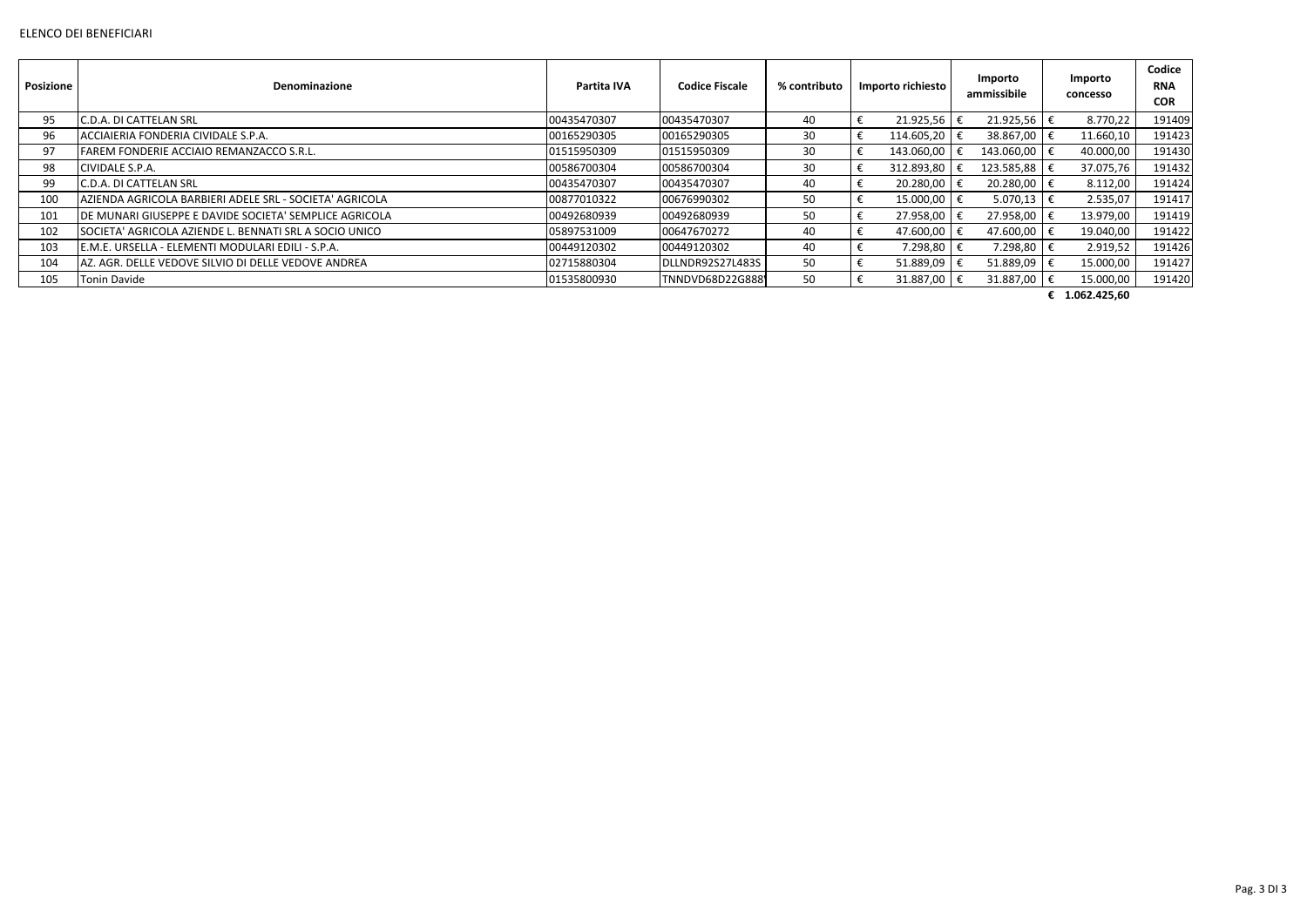ELENCO DEI BENEFICIARI

| Posizione | Denominazione | Partita IVA | Codice Fiscale | % contributo | Importo richiesto | Importo ammissibile | Importo concesso | Codice RNA COR |
|---|---|---|---|---|---|---|---|---|
| 95 | C.D.A. DI CATTELAN SRL | 00435470307 | 00435470307 | 40 | € 21.925,56 | € 21.925,56 | € 8.770,22 | 191409 |
| 96 | ACCIAIERIA FONDERIA CIVIDALE S.P.A. | 00165290305 | 00165290305 | 30 | € 114.605,20 | € 38.867,00 | € 11.660,10 | 191423 |
| 97 | FAREM FONDERIE ACCIAIO REMANZACCO S.R.L. | 01515950309 | 01515950309 | 30 | € 143.060,00 | € 143.060,00 | € 40.000,00 | 191430 |
| 98 | CIVIDALE S.P.A. | 00586700304 | 00586700304 | 30 | € 312.893,80 | € 123.585,88 | € 37.075,76 | 191432 |
| 99 | C.D.A. DI CATTELAN SRL | 00435470307 | 00435470307 | 40 | € 20.280,00 | € 20.280,00 | € 8.112,00 | 191424 |
| 100 | AZIENDA AGRICOLA BARBIERI ADELE SRL - SOCIETA' AGRICOLA | 00877010322 | 00676990302 | 50 | € 15.000,00 | € 5.070,13 | € 2.535,07 | 191417 |
| 101 | DE MUNARI GIUSEPPE E DAVIDE SOCIETA' SEMPLICE AGRICOLA | 00492680939 | 00492680939 | 50 | € 27.958,00 | € 27.958,00 | € 13.979,00 | 191419 |
| 102 | SOCIETA' AGRICOLA AZIENDE L. BENNATI SRL A SOCIO UNICO | 05897531009 | 00647670272 | 40 | € 47.600,00 | € 47.600,00 | € 19.040,00 | 191422 |
| 103 | E.M.E. URSELLA - ELEMENTI MODULARI EDILI - S.P.A. | 00449120302 | 00449120302 | 40 | € 7.298,80 | € 7.298,80 | € 2.919,52 | 191426 |
| 104 | AZ. AGR. DELLE VEDOVE SILVIO DI DELLE VEDOVE ANDREA | 02715880304 | DLLNDR92S27L483S | 50 | € 51.889,09 | € 51.889,09 | € 15.000,00 | 191427 |
| 105 | Tonin Davide | 01535800930 | TNNDVD68D22G888 | 50 | € 31.887,00 | € 31.887,00 | € 15.000,00 | 191420 |
| | | | | | | | € 1.062.425,60 | |